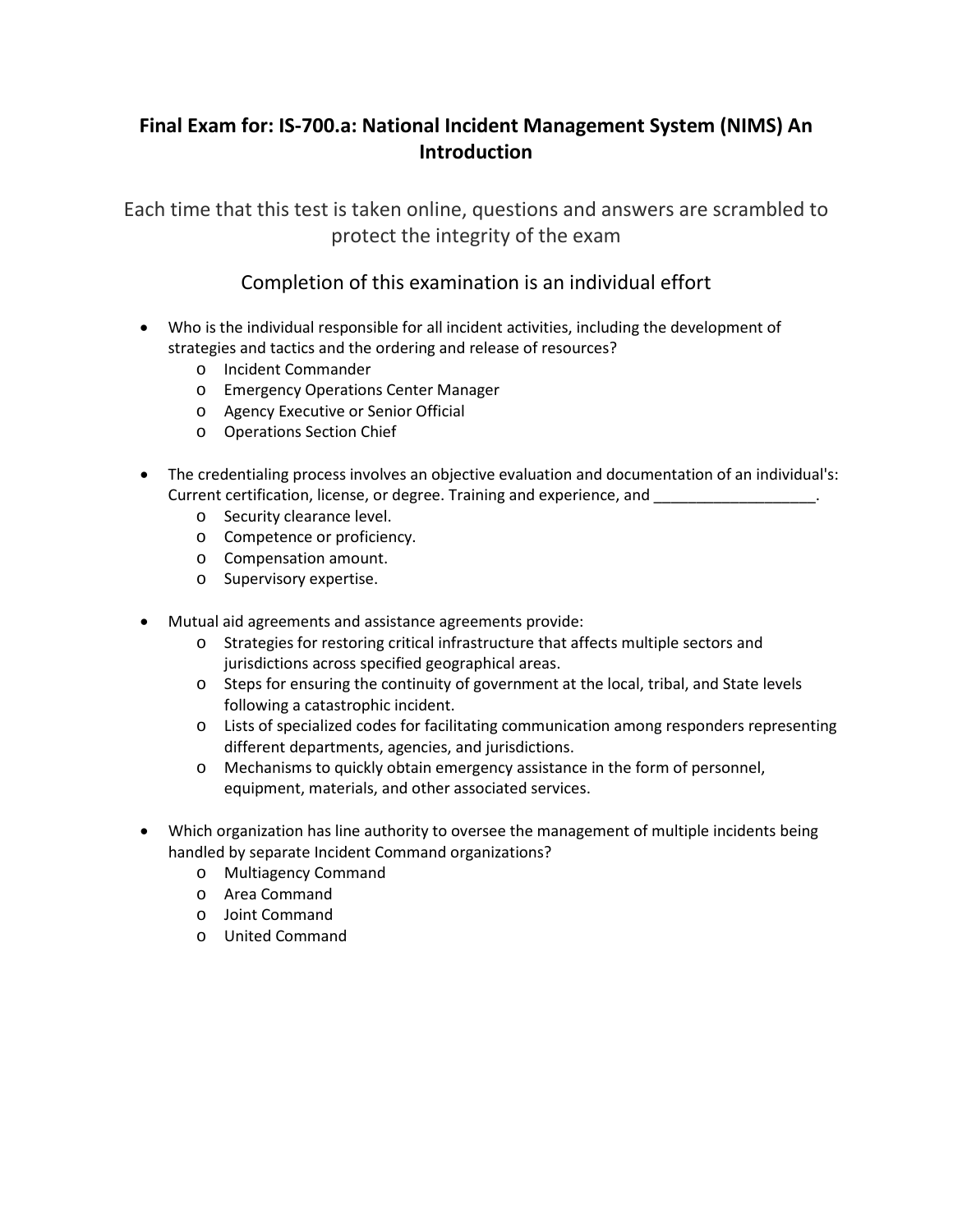# Final Exam for: IS-700.a: National Incident Management System (NIMS) An Introduction

Each time that this test is taken online, questions and answers are scrambled to protect the integrity of the exam

Completion of this examination is an individual effort

- Who is the individual responsible for all incident activities, including the development of strategies and tactics and the ordering and release of resources?
  - Incident Commander
  - Emergency Operations Center Manager
  - Agency Executive or Senior Official
  - Operations Section Chief

- The credentialing process involves an objective evaluation and documentation of an individual's: Current certification, license, or degree. Training and experience, and ___________________.
  - Security clearance level.
  - Competence or proficiency.
  - Compensation amount.
  - Supervisory expertise.

- Mutual aid agreements and assistance agreements provide:
  - Strategies for restoring critical infrastructure that affects multiple sectors and jurisdictions across specified geographical areas.
  - Steps for ensuring the continuity of government at the local, tribal, and State levels following a catastrophic incident.
  - Lists of specialized codes for facilitating communication among responders representing different departments, agencies, and jurisdictions.
  - Mechanisms to quickly obtain emergency assistance in the form of personnel, equipment, materials, and other associated services.

- Which organization has line authority to oversee the management of multiple incidents being handled by separate Incident Command organizations?
  - Multiagency Command
  - Area Command
  - Joint Command
  - United Command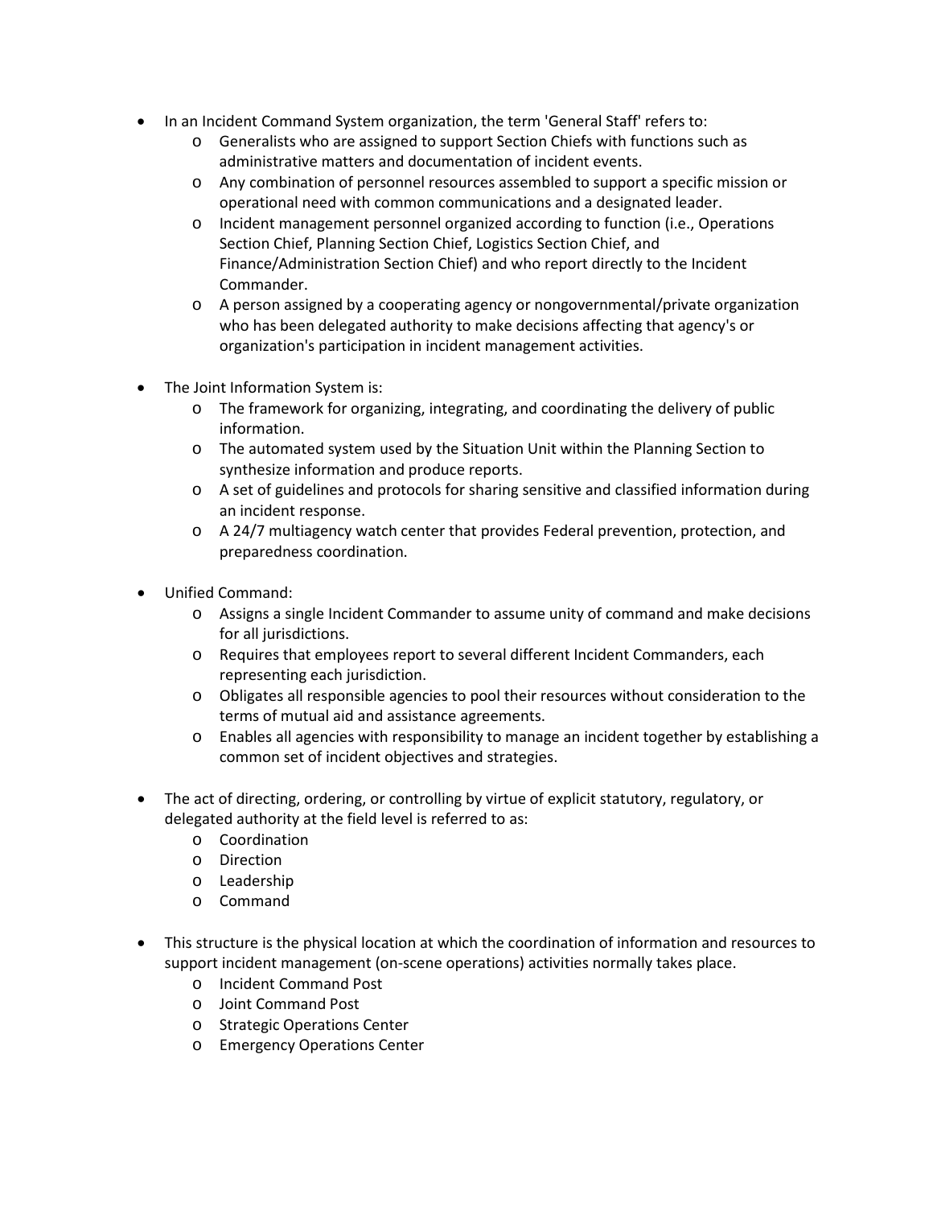- In an Incident Command System organization, the term 'General Staff' refers to:
  - Generalists who are assigned to support Section Chiefs with functions such as administrative matters and documentation of incident events.
  - Any combination of personnel resources assembled to support a specific mission or operational need with common communications and a designated leader.
  - Incident management personnel organized according to function (i.e., Operations Section Chief, Planning Section Chief, Logistics Section Chief, and Finance/Administration Section Chief) and who report directly to the Incident Commander.
  - A person assigned by a cooperating agency or nongovernmental/private organization who has been delegated authority to make decisions affecting that agency's or organization's participation in incident management activities.

- The Joint Information System is:
  - The framework for organizing, integrating, and coordinating the delivery of public information.
  - The automated system used by the Situation Unit within the Planning Section to synthesize information and produce reports.
  - A set of guidelines and protocols for sharing sensitive and classified information during an incident response.
  - A 24/7 multiagency watch center that provides Federal prevention, protection, and preparedness coordination.

- Unified Command:
  - Assigns a single Incident Commander to assume unity of command and make decisions for all jurisdictions.
  - Requires that employees report to several different Incident Commanders, each representing each jurisdiction.
  - Obligates all responsible agencies to pool their resources without consideration to the terms of mutual aid and assistance agreements.
  - Enables all agencies with responsibility to manage an incident together by establishing a common set of incident objectives and strategies.

- The act of directing, ordering, or controlling by virtue of explicit statutory, regulatory, or delegated authority at the field level is referred to as:
  - Coordination
  - Direction
  - Leadership
  - Command

- This structure is the physical location at which the coordination of information and resources to support incident management (on-scene operations) activities normally takes place.
  - Incident Command Post
  - Joint Command Post
  - Strategic Operations Center
  - Emergency Operations Center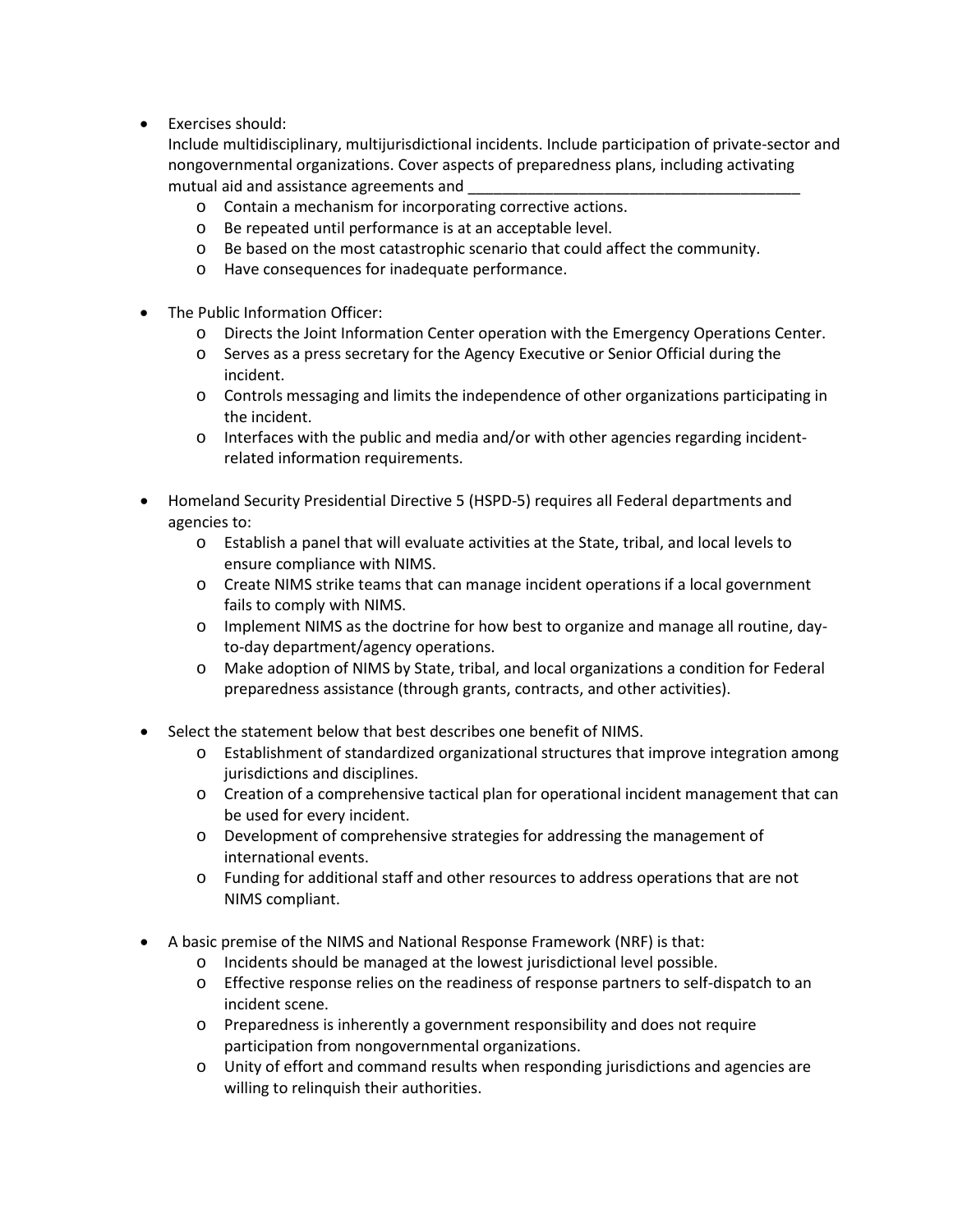- Exercises should:
  Include multidisciplinary, multijurisdictional incidents. Include participation of private-sector and nongovernmental organizations. Cover aspects of preparedness plans, including activating mutual aid and assistance agreements and _______________________________________
    - Contain a mechanism for incorporating corrective actions.
    - Be repeated until performance is at an acceptable level.
    - Be based on the most catastrophic scenario that could affect the community.
    - Have consequences for inadequate performance.

- The Public Information Officer:
    - Directs the Joint Information Center operation with the Emergency Operations Center.
    - Serves as a press secretary for the Agency Executive or Senior Official during the incident.
    - Controls messaging and limits the independence of other organizations participating in the incident.
    - Interfaces with the public and media and/or with other agencies regarding incident-related information requirements.

- Homeland Security Presidential Directive 5 (HSPD-5) requires all Federal departments and agencies to:
    - Establish a panel that will evaluate activities at the State, tribal, and local levels to ensure compliance with NIMS.
    - Create NIMS strike teams that can manage incident operations if a local government fails to comply with NIMS.
    - Implement NIMS as the doctrine for how best to organize and manage all routine, day-to-day department/agency operations.
    - Make adoption of NIMS by State, tribal, and local organizations a condition for Federal preparedness assistance (through grants, contracts, and other activities).

- Select the statement below that best describes one benefit of NIMS.
    - Establishment of standardized organizational structures that improve integration among jurisdictions and disciplines.
    - Creation of a comprehensive tactical plan for operational incident management that can be used for every incident.
    - Development of comprehensive strategies for addressing the management of international events.
    - Funding for additional staff and other resources to address operations that are not NIMS compliant.

- A basic premise of the NIMS and National Response Framework (NRF) is that:
    - Incidents should be managed at the lowest jurisdictional level possible.
    - Effective response relies on the readiness of response partners to self-dispatch to an incident scene.
    - Preparedness is inherently a government responsibility and does not require participation from nongovernmental organizations.
    - Unity of effort and command results when responding jurisdictions and agencies are willing to relinquish their authorities.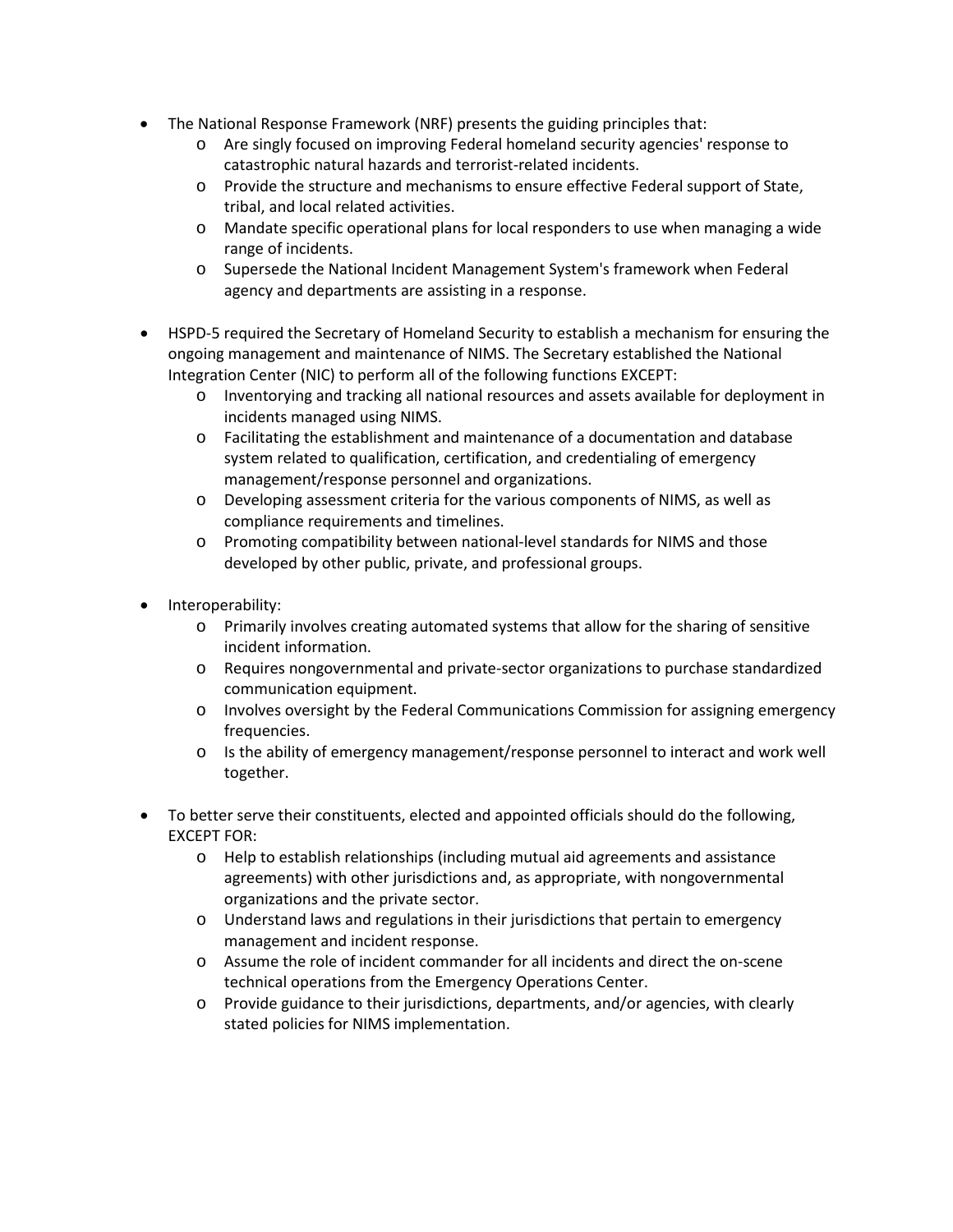- The National Response Framework (NRF) presents the guiding principles that:
    - Are singly focused on improving Federal homeland security agencies' response to catastrophic natural hazards and terrorist-related incidents.
    - Provide the structure and mechanisms to ensure effective Federal support of State, tribal, and local related activities.
    - Mandate specific operational plans for local responders to use when managing a wide range of incidents.
    - Supersede the National Incident Management System's framework when Federal agency and departments are assisting in a response.

- HSPD-5 required the Secretary of Homeland Security to establish a mechanism for ensuring the ongoing management and maintenance of NIMS. The Secretary established the National Integration Center (NIC) to perform all of the following functions EXCEPT:
    - Inventorying and tracking all national resources and assets available for deployment in incidents managed using NIMS.
    - Facilitating the establishment and maintenance of a documentation and database system related to qualification, certification, and credentialing of emergency management/response personnel and organizations.
    - Developing assessment criteria for the various components of NIMS, as well as compliance requirements and timelines.
    - Promoting compatibility between national-level standards for NIMS and those developed by other public, private, and professional groups.

- Interoperability:
    - Primarily involves creating automated systems that allow for the sharing of sensitive incident information.
    - Requires nongovernmental and private-sector organizations to purchase standardized communication equipment.
    - Involves oversight by the Federal Communications Commission for assigning emergency frequencies.
    - Is the ability of emergency management/response personnel to interact and work well together.

- To better serve their constituents, elected and appointed officials should do the following, EXCEPT FOR:
    - Help to establish relationships (including mutual aid agreements and assistance agreements) with other jurisdictions and, as appropriate, with nongovernmental organizations and the private sector.
    - Understand laws and regulations in their jurisdictions that pertain to emergency management and incident response.
    - Assume the role of incident commander for all incidents and direct the on-scene technical operations from the Emergency Operations Center.
    - Provide guidance to their jurisdictions, departments, and/or agencies, with clearly stated policies for NIMS implementation.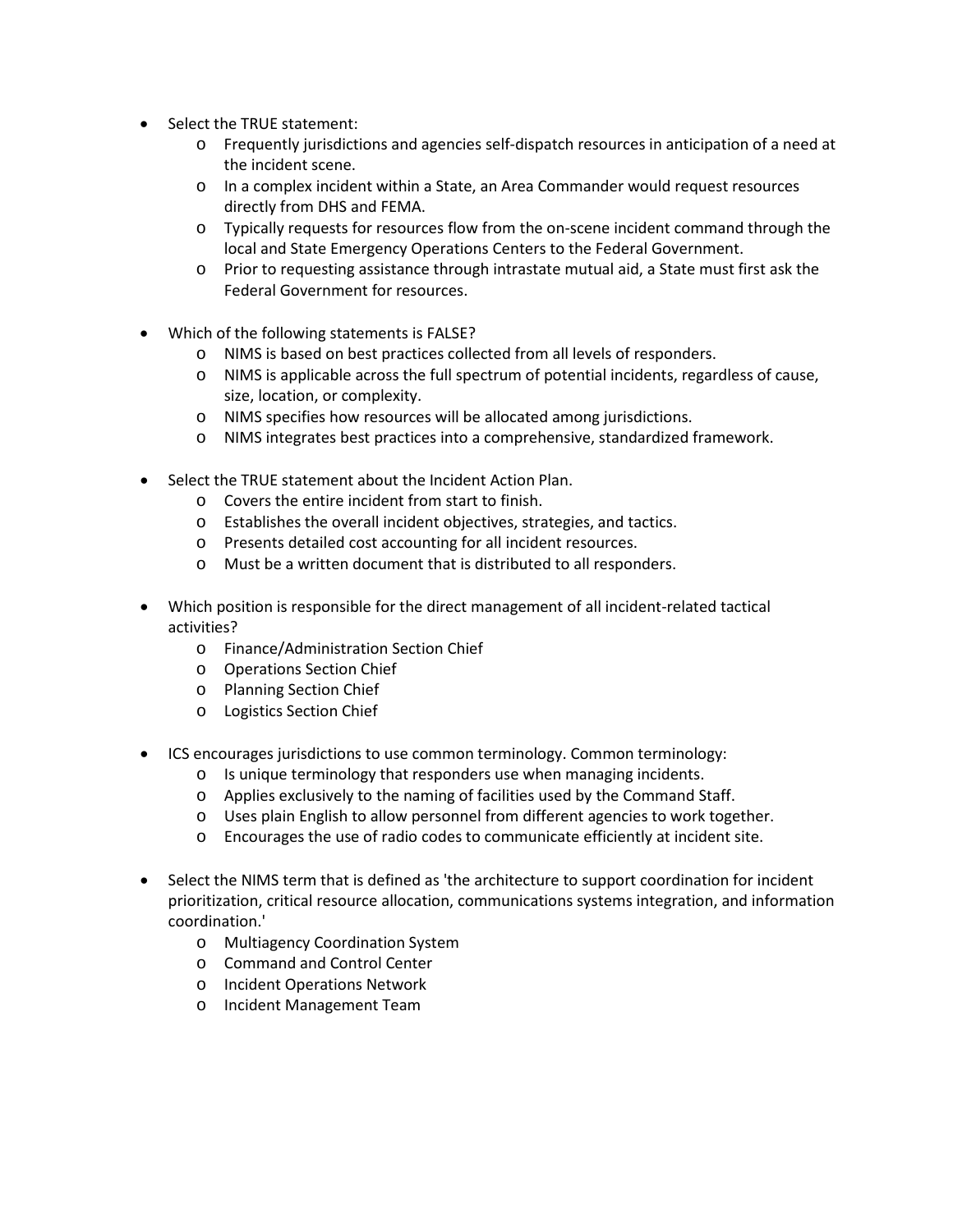- Select the TRUE statement:
    - Frequently jurisdictions and agencies self-dispatch resources in anticipation of a need at the incident scene.
    - In a complex incident within a State, an Area Commander would request resources directly from DHS and FEMA.
    - Typically requests for resources flow from the on-scene incident command through the local and State Emergency Operations Centers to the Federal Government.
    - Prior to requesting assistance through intrastate mutual aid, a State must first ask the Federal Government for resources.

- Which of the following statements is FALSE?
    - NIMS is based on best practices collected from all levels of responders.
    - NIMS is applicable across the full spectrum of potential incidents, regardless of cause, size, location, or complexity.
    - NIMS specifies how resources will be allocated among jurisdictions.
    - NIMS integrates best practices into a comprehensive, standardized framework.

- Select the TRUE statement about the Incident Action Plan.
    - Covers the entire incident from start to finish.
    - Establishes the overall incident objectives, strategies, and tactics.
    - Presents detailed cost accounting for all incident resources.
    - Must be a written document that is distributed to all responders.

- Which position is responsible for the direct management of all incident-related tactical activities?
    - Finance/Administration Section Chief
    - Operations Section Chief
    - Planning Section Chief
    - Logistics Section Chief

- ICS encourages jurisdictions to use common terminology. Common terminology:
    - Is unique terminology that responders use when managing incidents.
    - Applies exclusively to the naming of facilities used by the Command Staff.
    - Uses plain English to allow personnel from different agencies to work together.
    - Encourages the use of radio codes to communicate efficiently at incident site.

- Select the NIMS term that is defined as 'the architecture to support coordination for incident prioritization, critical resource allocation, communications systems integration, and information coordination.'
    - Multiagency Coordination System
    - Command and Control Center
    - Incident Operations Network
    - Incident Management Team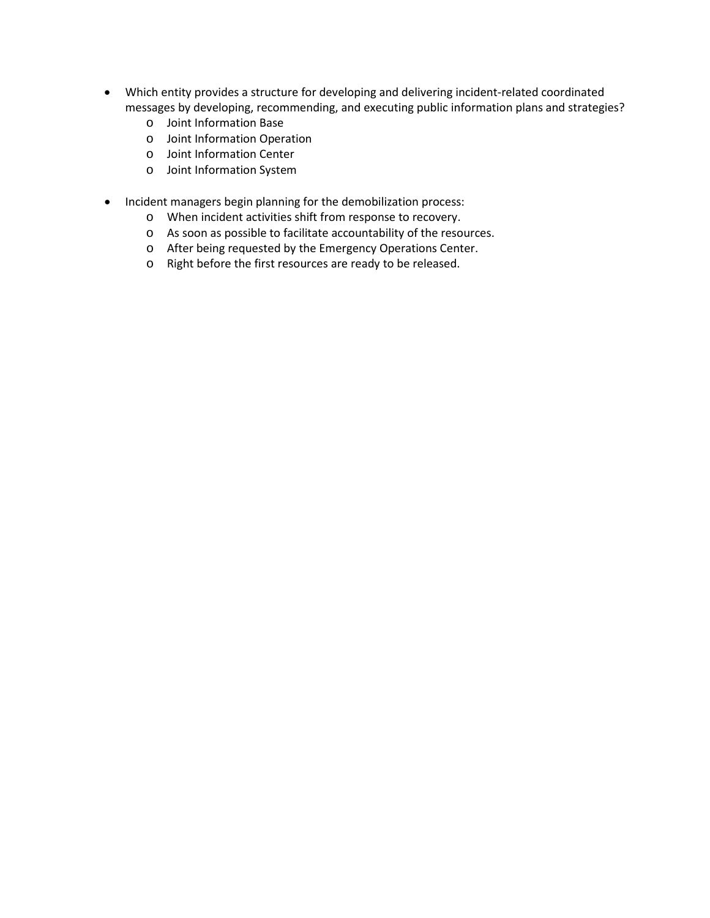- Which entity provides a structure for developing and delivering incident-related coordinated messages by developing, recommending, and executing public information plans and strategies?
    - Joint Information Base
    - Joint Information Operation
    - Joint Information Center
    - Joint Information System

- Incident managers begin planning for the demobilization process:
    - When incident activities shift from response to recovery.
    - As soon as possible to facilitate accountability of the resources.
    - After being requested by the Emergency Operations Center.
    - Right before the first resources are ready to be released.